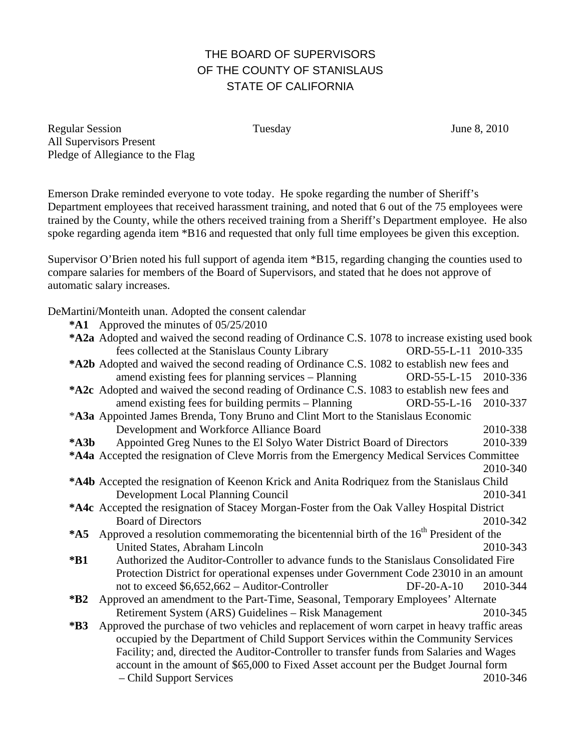# THE BOARD OF SUPERVISORS
# OF THE COUNTY OF STANISLAUS
# STATE OF CALIFORNIA

Regular Session Tuesday June 8, 2010
All Supervisors Present
Pledge of Allegiance to the Flag

Emerson Drake reminded everyone to vote today. He spoke regarding the number of Sheriff's Department employees that received harassment training, and noted that 6 out of the 75 employees were trained by the County, while the others received training from a Sheriff's Department employee. He also spoke regarding agenda item *B16 and requested that only full time employees be given this exception.

Supervisor O'Brien noted his full support of agenda item *B15, regarding changing the counties used to compare salaries for members of the Board of Supervisors, and stated that he does not approve of automatic salary increases.

DeMartini/Monteith unan. Adopted the consent calendar

**\*A1** Approved the minutes of 05/25/2010

**\*A2a** Adopted and waived the second reading of Ordinance C.S. 1078 to increase existing used book fees collected at the Stanislaus County Library ORD-55-L-11 2010-335

**\*A2b** Adopted and waived the second reading of Ordinance C.S. 1082 to establish new fees and amend existing fees for planning services – Planning ORD-55-L-15 2010-336

**\*A2c** Adopted and waived the second reading of Ordinance C.S. 1083 to establish new fees and amend existing fees for building permits – Planning ORD-55-L-16 2010-337

**\*A3a** Appointed James Brenda, Tony Bruno and Clint Mort to the Stanislaus Economic Development and Workforce Alliance Board 2010-338

**\*A3b** Appointed Greg Nunes to the El Solyo Water District Board of Directors 2010-339

**\*A4a** Accepted the resignation of Cleve Morris from the Emergency Medical Services Committee 2010-340

**\*A4b** Accepted the resignation of Keenon Krick and Anita Rodriquez from the Stanislaus Child Development Local Planning Council 2010-341

**\*A4c** Accepted the resignation of Stacey Morgan-Foster from the Oak Valley Hospital District Board of Directors 2010-342

**\*A5** Approved a resolution commemorating the bicentennial birth of the 16th President of the United States, Abraham Lincoln 2010-343

**\*B1** Authorized the Auditor-Controller to advance funds to the Stanislaus Consolidated Fire Protection District for operational expenses under Government Code 23010 in an amount not to exceed $6,652,662 – Auditor-Controller DF-20-A-10 2010-344

**\*B2** Approved an amendment to the Part-Time, Seasonal, Temporary Employees' Alternate Retirement System (ARS) Guidelines – Risk Management 2010-345

**\*B3** Approved the purchase of two vehicles and replacement of worn carpet in heavy traffic areas occupied by the Department of Child Support Services within the Community Services Facility; and, directed the Auditor-Controller to transfer funds from Salaries and Wages account in the amount of $65,000 to Fixed Asset account per the Budget Journal form – Child Support Services 2010-346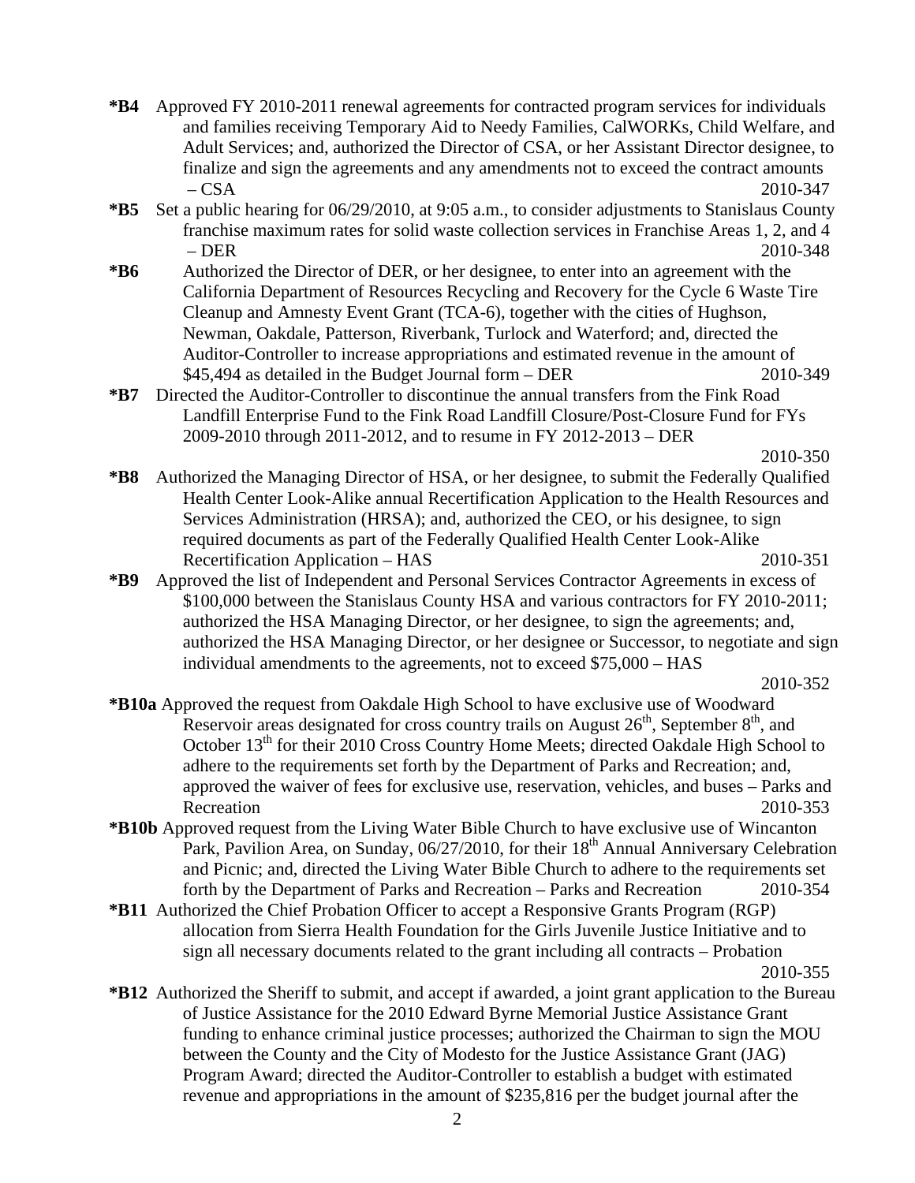**\*B4** Approved FY 2010-2011 renewal agreements for contracted program services for individuals and families receiving Temporary Aid to Needy Families, CalWORKs, Child Welfare, and Adult Services; and, authorized the Director of CSA, or her Assistant Director designee, to finalize and sign the agreements and any amendments not to exceed the contract amounts – CSA 2010-347

**\*B5** Set a public hearing for 06/29/2010, at 9:05 a.m., to consider adjustments to Stanislaus County franchise maximum rates for solid waste collection services in Franchise Areas 1, 2, and 4 – DER 2010-348

**\*B6** Authorized the Director of DER, or her designee, to enter into an agreement with the California Department of Resources Recycling and Recovery for the Cycle 6 Waste Tire Cleanup and Amnesty Event Grant (TCA-6), together with the cities of Hughson, Newman, Oakdale, Patterson, Riverbank, Turlock and Waterford; and, directed the Auditor-Controller to increase appropriations and estimated revenue in the amount of $45,494 as detailed in the Budget Journal form – DER 2010-349

**\*B7** Directed the Auditor-Controller to discontinue the annual transfers from the Fink Road Landfill Enterprise Fund to the Fink Road Landfill Closure/Post-Closure Fund for FYs 2009-2010 through 2011-2012, and to resume in FY 2012-2013 – DER 2010-350

**\*B8** Authorized the Managing Director of HSA, or her designee, to submit the Federally Qualified Health Center Look-Alike annual Recertification Application to the Health Resources and Services Administration (HRSA); and, authorized the CEO, or his designee, to sign required documents as part of the Federally Qualified Health Center Look-Alike Recertification Application – HAS 2010-351

**\*B9** Approved the list of Independent and Personal Services Contractor Agreements in excess of $100,000 between the Stanislaus County HSA and various contractors for FY 2010-2011; authorized the HSA Managing Director, or her designee, to sign the agreements; and, authorized the HSA Managing Director, or her designee or Successor, to negotiate and sign individual amendments to the agreements, not to exceed $75,000 – HAS 2010-352

**\*B10a** Approved the request from Oakdale High School to have exclusive use of Woodward Reservoir areas designated for cross country trails on August 26th, September 8th, and October 13th for their 2010 Cross Country Home Meets; directed Oakdale High School to adhere to the requirements set forth by the Department of Parks and Recreation; and, approved the waiver of fees for exclusive use, reservation, vehicles, and buses – Parks and Recreation 2010-353

**\*B10b** Approved request from the Living Water Bible Church to have exclusive use of Wincanton Park, Pavilion Area, on Sunday, 06/27/2010, for their 18th Annual Anniversary Celebration and Picnic; and, directed the Living Water Bible Church to adhere to the requirements set forth by the Department of Parks and Recreation – Parks and Recreation 2010-354

**\*B11** Authorized the Chief Probation Officer to accept a Responsive Grants Program (RGP) allocation from Sierra Health Foundation for the Girls Juvenile Justice Initiative and to sign all necessary documents related to the grant including all contracts – Probation 2010-355

**\*B12** Authorized the Sheriff to submit, and accept if awarded, a joint grant application to the Bureau of Justice Assistance for the 2010 Edward Byrne Memorial Justice Assistance Grant funding to enhance criminal justice processes; authorized the Chairman to sign the MOU between the County and the City of Modesto for the Justice Assistance Grant (JAG) Program Award; directed the Auditor-Controller to establish a budget with estimated revenue and appropriations in the amount of $235,816 per the budget journal after the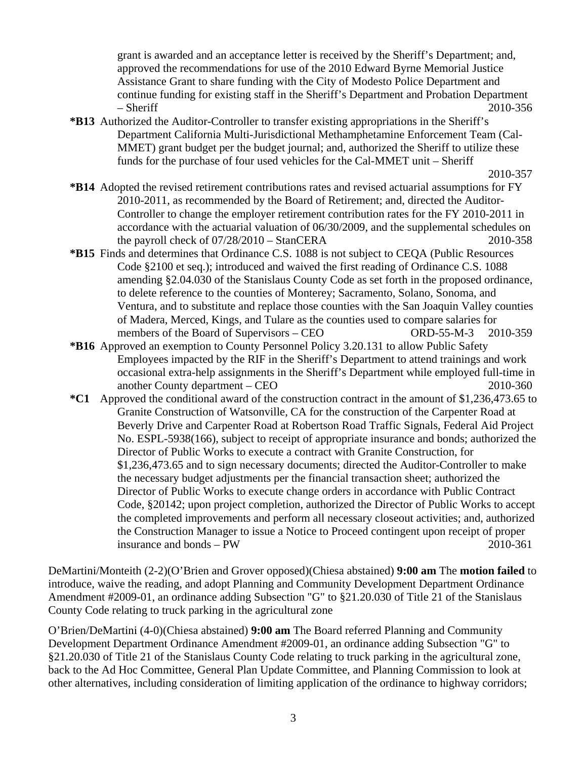grant is awarded and an acceptance letter is received by the Sheriff's Department; and, approved the recommendations for use of the 2010 Edward Byrne Memorial Justice Assistance Grant to share funding with the City of Modesto Police Department and continue funding for existing staff in the Sheriff's Department and Probation Department – Sheriff 2010-356

**\*B13** Authorized the Auditor-Controller to transfer existing appropriations in the Sheriff's Department California Multi-Jurisdictional Methamphetamine Enforcement Team (Cal-MMET) grant budget per the budget journal; and, authorized the Sheriff to utilize these funds for the purchase of four used vehicles for the Cal-MMET unit – Sheriff 2010-357

**\*B14** Adopted the revised retirement contributions rates and revised actuarial assumptions for FY 2010-2011, as recommended by the Board of Retirement; and, directed the Auditor-Controller to change the employer retirement contribution rates for the FY 2010-2011 in accordance with the actuarial valuation of 06/30/2009, and the supplemental schedules on the payroll check of 07/28/2010 – StanCERA 2010-358

**\*B15** Finds and determines that Ordinance C.S. 1088 is not subject to CEQA (Public Resources Code §2100 et seq.); introduced and waived the first reading of Ordinance C.S. 1088 amending §2.04.030 of the Stanislaus County Code as set forth in the proposed ordinance, to delete reference to the counties of Monterey; Sacramento, Solano, Sonoma, and Ventura, and to substitute and replace those counties with the San Joaquin Valley counties of Madera, Merced, Kings, and Tulare as the counties used to compare salaries for members of the Board of Supervisors – CEO ORD-55-M-3 2010-359

**\*B16** Approved an exemption to County Personnel Policy 3.20.131 to allow Public Safety Employees impacted by the RIF in the Sheriff's Department to attend trainings and work occasional extra-help assignments in the Sheriff's Department while employed full-time in another County department – CEO 2010-360

**\*C1** Approved the conditional award of the construction contract in the amount of $1,236,473.65 to Granite Construction of Watsonville, CA for the construction of the Carpenter Road at Beverly Drive and Carpenter Road at Robertson Road Traffic Signals, Federal Aid Project No. ESPL-5938(166), subject to receipt of appropriate insurance and bonds; authorized the Director of Public Works to execute a contract with Granite Construction, for $1,236,473.65 and to sign necessary documents; directed the Auditor-Controller to make the necessary budget adjustments per the financial transaction sheet; authorized the Director of Public Works to execute change orders in accordance with Public Contract Code, §20142; upon project completion, authorized the Director of Public Works to accept the completed improvements and perform all necessary closeout activities; and, authorized the Construction Manager to issue a Notice to Proceed contingent upon receipt of proper insurance and bonds – PW 2010-361

DeMartini/Monteith (2-2)(O'Brien and Grover opposed)(Chiesa abstained) **9:00 am** The **motion failed** to introduce, waive the reading, and adopt Planning and Community Development Department Ordinance Amendment #2009-01, an ordinance adding Subsection "G" to §21.20.030 of Title 21 of the Stanislaus County Code relating to truck parking in the agricultural zone

O'Brien/DeMartini (4-0)(Chiesa abstained) **9:00 am** The Board referred Planning and Community Development Department Ordinance Amendment #2009-01, an ordinance adding Subsection "G" to §21.20.030 of Title 21 of the Stanislaus County Code relating to truck parking in the agricultural zone, back to the Ad Hoc Committee, General Plan Update Committee, and Planning Commission to look at other alternatives, including consideration of limiting application of the ordinance to highway corridors;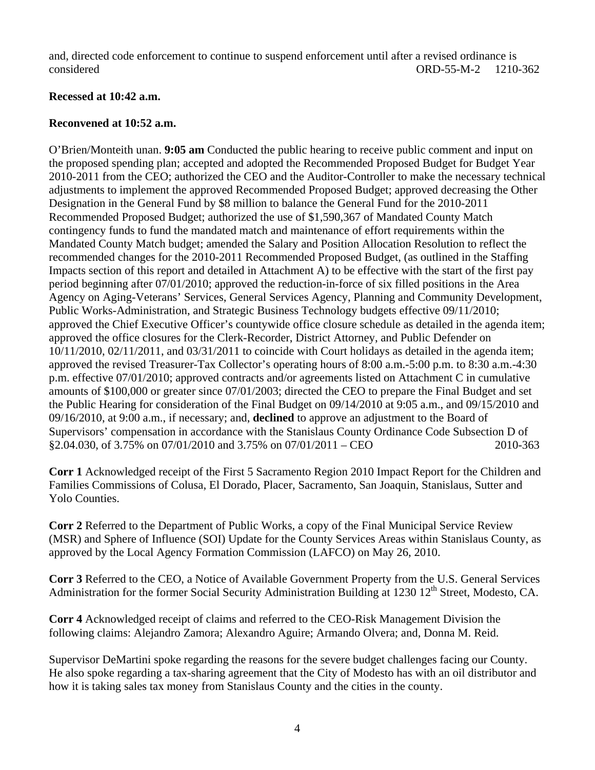and, directed code enforcement to continue to suspend enforcement until after a revised ordinance is considered ORD-55-M-2 1210-362

**Recessed at 10:42 a.m.**

**Reconvened at 10:52 a.m.**

O'Brien/Monteith unan. **9:05 am** Conducted the public hearing to receive public comment and input on the proposed spending plan; accepted and adopted the Recommended Proposed Budget for Budget Year 2010-2011 from the CEO; authorized the CEO and the Auditor-Controller to make the necessary technical adjustments to implement the approved Recommended Proposed Budget; approved decreasing the Other Designation in the General Fund by $8 million to balance the General Fund for the 2010-2011 Recommended Proposed Budget; authorized the use of $1,590,367 of Mandated County Match contingency funds to fund the mandated match and maintenance of effort requirements within the Mandated County Match budget; amended the Salary and Position Allocation Resolution to reflect the recommended changes for the 2010-2011 Recommended Proposed Budget, (as outlined in the Staffing Impacts section of this report and detailed in Attachment A) to be effective with the start of the first pay period beginning after 07/01/2010; approved the reduction-in-force of six filled positions in the Area Agency on Aging-Veterans' Services, General Services Agency, Planning and Community Development, Public Works-Administration, and Strategic Business Technology budgets effective 09/11/2010; approved the Chief Executive Officer's countywide office closure schedule as detailed in the agenda item; approved the office closures for the Clerk-Recorder, District Attorney, and Public Defender on 10/11/2010, 02/11/2011, and 03/31/2011 to coincide with Court holidays as detailed in the agenda item; approved the revised Treasurer-Tax Collector's operating hours of 8:00 a.m.-5:00 p.m. to 8:30 a.m.-4:30 p.m. effective 07/01/2010; approved contracts and/or agreements listed on Attachment C in cumulative amounts of $100,000 or greater since 07/01/2003; directed the CEO to prepare the Final Budget and set the Public Hearing for consideration of the Final Budget on 09/14/2010 at 9:05 a.m., and 09/15/2010 and 09/16/2010, at 9:00 a.m., if necessary; and, **declined** to approve an adjustment to the Board of Supervisors' compensation in accordance with the Stanislaus County Ordinance Code Subsection D of §2.04.030, of 3.75% on 07/01/2010 and 3.75% on 07/01/2011 – CEO 2010-363

**Corr 1** Acknowledged receipt of the First 5 Sacramento Region 2010 Impact Report for the Children and Families Commissions of Colusa, El Dorado, Placer, Sacramento, San Joaquin, Stanislaus, Sutter and Yolo Counties.

**Corr 2** Referred to the Department of Public Works, a copy of the Final Municipal Service Review (MSR) and Sphere of Influence (SOI) Update for the County Services Areas within Stanislaus County, as approved by the Local Agency Formation Commission (LAFCO) on May 26, 2010.

**Corr 3** Referred to the CEO, a Notice of Available Government Property from the U.S. General Services Administration for the former Social Security Administration Building at 1230 12th Street, Modesto, CA.

**Corr 4** Acknowledged receipt of claims and referred to the CEO-Risk Management Division the following claims: Alejandro Zamora; Alexandro Aguire; Armando Olvera; and, Donna M. Reid.

Supervisor DeMartini spoke regarding the reasons for the severe budget challenges facing our County. He also spoke regarding a tax-sharing agreement that the City of Modesto has with an oil distributor and how it is taking sales tax money from Stanislaus County and the cities in the county.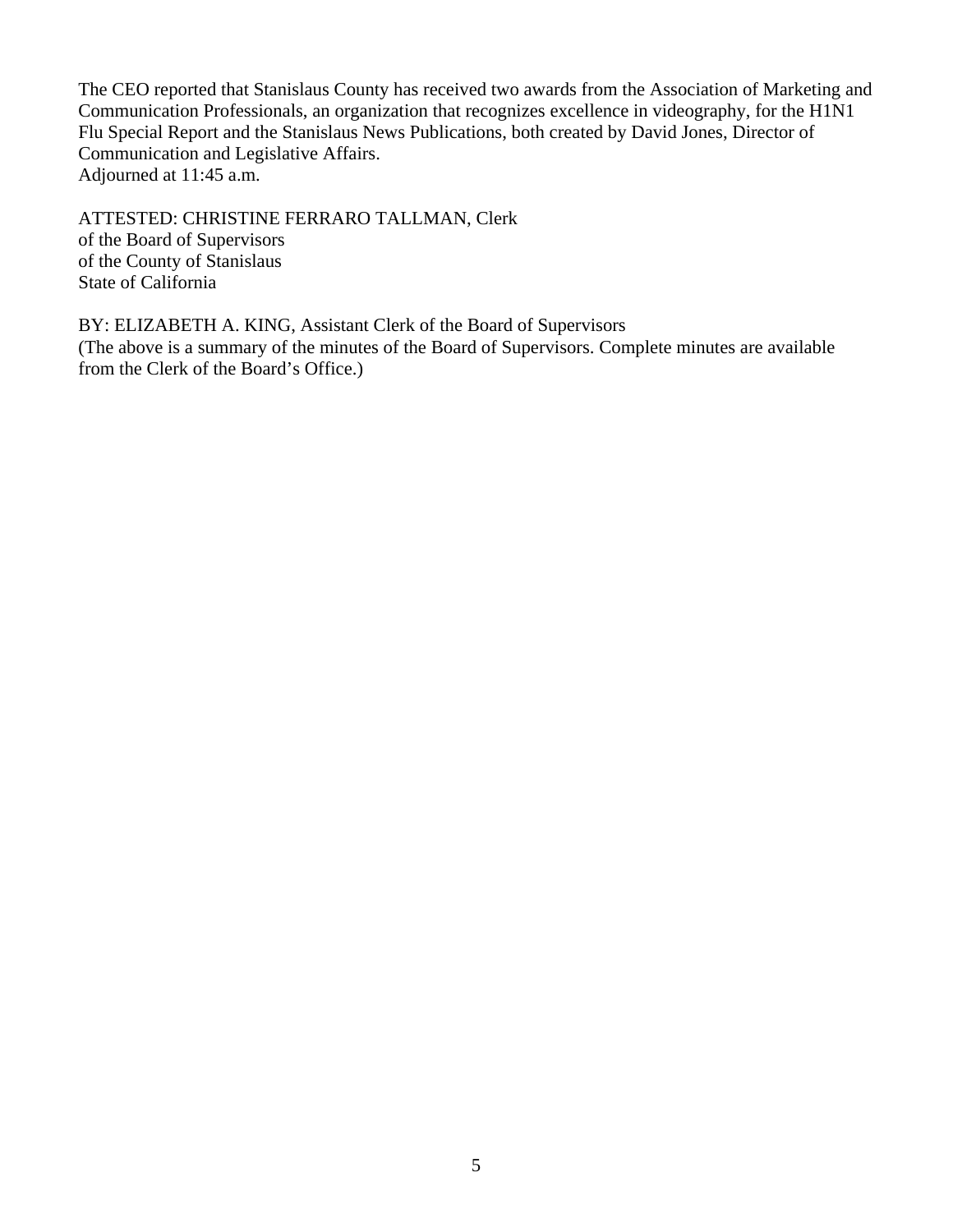The CEO reported that Stanislaus County has received two awards from the Association of Marketing and Communication Professionals, an organization that recognizes excellence in videography, for the H1N1 Flu Special Report and the Stanislaus News Publications, both created by David Jones, Director of Communication and Legislative Affairs.
Adjourned at 11:45 a.m.

ATTESTED: CHRISTINE FERRARO TALLMAN, Clerk
of the Board of Supervisors
of the County of Stanislaus
State of California

BY: ELIZABETH A. KING, Assistant Clerk of the Board of Supervisors
(The above is a summary of the minutes of the Board of Supervisors. Complete minutes are available from the Clerk of the Board's Office.)